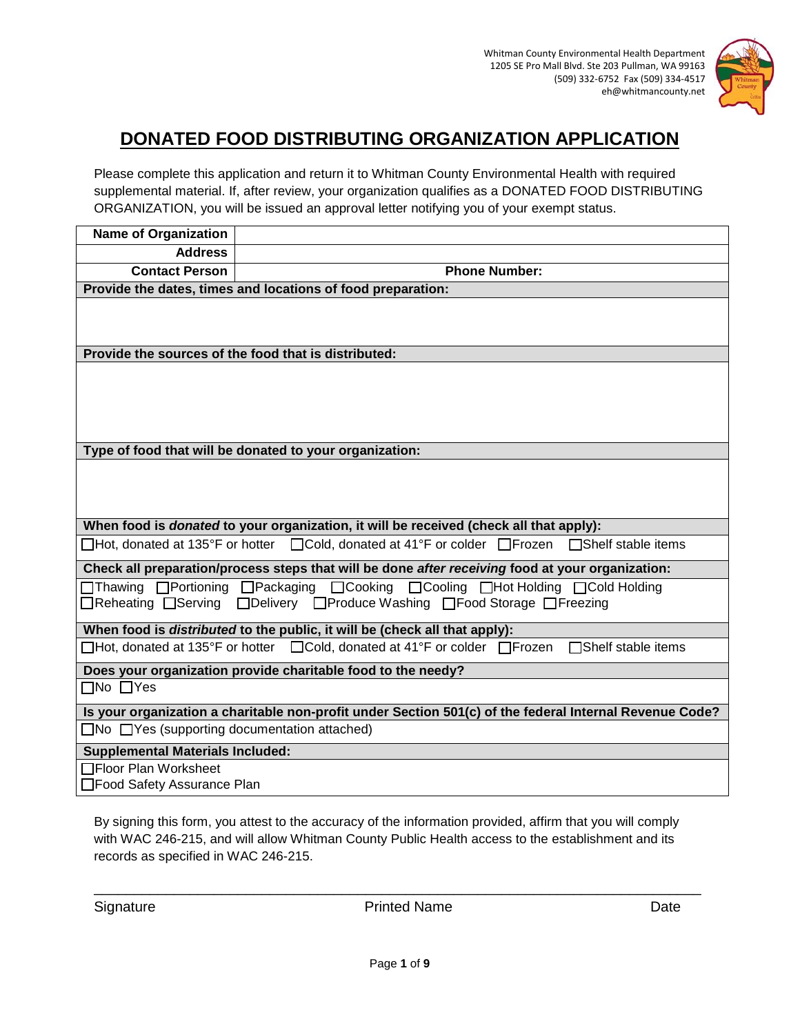Whitman County Environmental Health Department
1205 SE Pro Mall Blvd. Ste 203 Pullman, WA 99163
(509) 332-6752 Fax (509) 334-4517
eh@whitmancounty.net

# DONATED FOOD DISTRIBUTING ORGANIZATION APPLICATION

Please complete this application and return it to Whitman County Environmental Health with required supplemental material. If, after review, your organization qualifies as a DONATED FOOD DISTRIBUTING ORGANIZATION, you will be issued an approval letter notifying you of your exempt status.

| **Name of Organization** | |
|---|---|
| **Address** | |
| **Contact Person** | **Phone Number:** |

**Provide the dates, times and locations of food preparation:**

**Provide the sources of the food that is distributed:**

**Type of food that will be donated to your organization:**

**When food is *donated* to your organization, it will be received (check all that apply):**

☐Hot, donated at 135°F or hotter ☐Cold, donated at 41°F or colder ☐Frozen ☐Shelf stable items

**Check all preparation/process steps that will be done *after receiving* food at your organization:**

☐Thawing ☐Portioning ☐Packaging ☐Cooking ☐Cooling ☐Hot Holding ☐Cold Holding
☐Reheating ☐Serving ☐Delivery ☐Produce Washing ☐Food Storage ☐Freezing

**When food is *distributed* to the public, it will be (check all that apply):**

☐Hot, donated at 135°F or hotter ☐Cold, donated at 41°F or colder ☐Frozen ☐Shelf stable items

**Does your organization provide charitable food to the needy?**

☐No ☐Yes

**Is your organization a charitable non-profit under Section 501(c) of the federal Internal Revenue Code?**

☐No ☐Yes (supporting documentation attached)

**Supplemental Materials Included:**

☐Floor Plan Worksheet
☐Food Safety Assurance Plan

By signing this form, you attest to the accuracy of the information provided, affirm that you will comply with WAC 246-215, and will allow Whitman County Public Health access to the establishment and its records as specified in WAC 246-215.

___________________________________________________________________

Signature Printed Name Date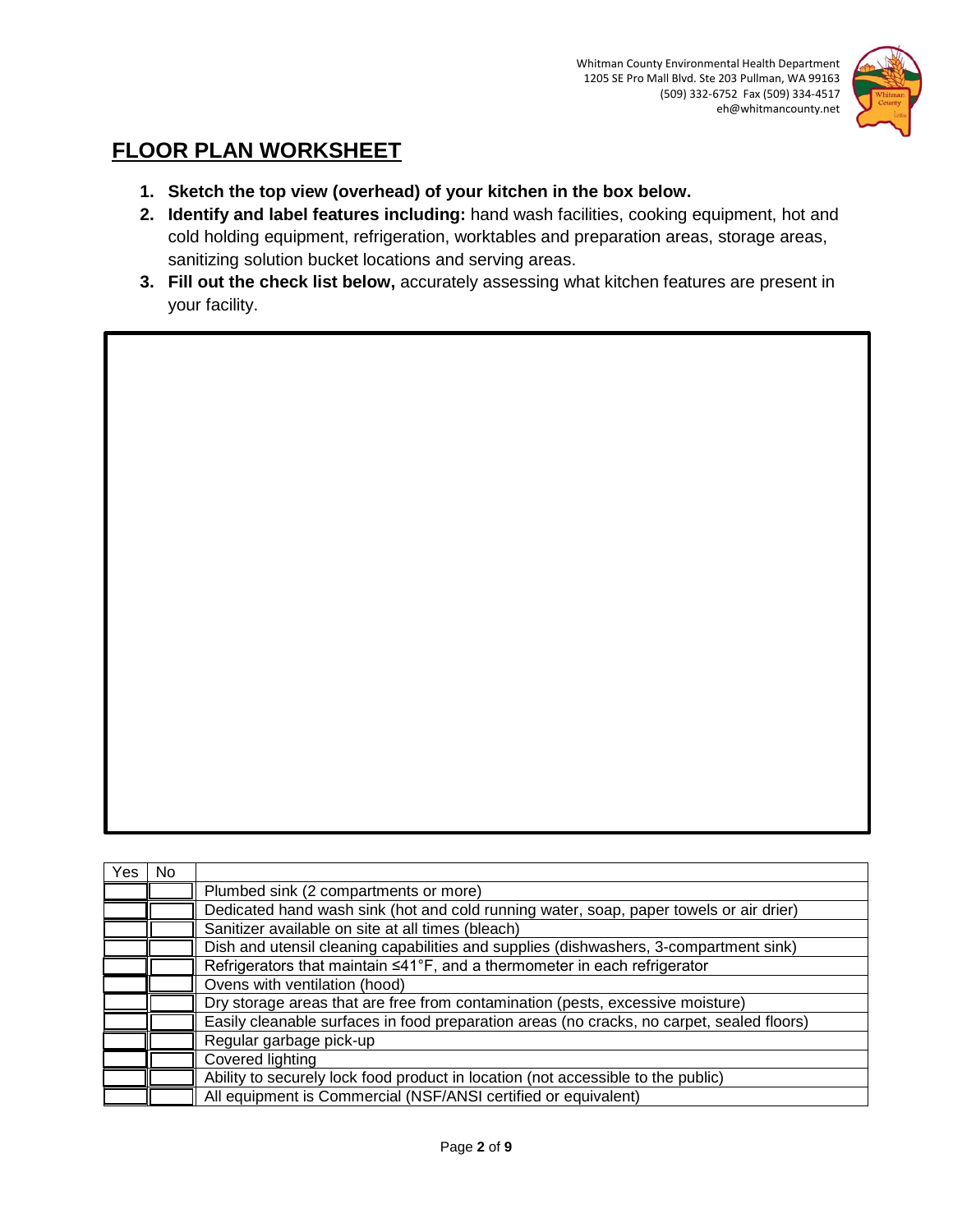Whitman County Environmental Health Department
1205 SE Pro Mall Blvd. Ste 203 Pullman, WA 99163
(509) 332-6752 Fax (509) 334-4517
eh@whitmancounty.net

# FLOOR PLAN WORKSHEET

1. **Sketch the top view (overhead) of your kitchen in the box below.**
2. **Identify and label features including:** hand wash facilities, cooking equipment, hot and cold holding equipment, refrigeration, worktables and preparation areas, storage areas, sanitizing solution bucket locations and serving areas.
3. **Fill out the check list below,** accurately assessing what kitchen features are present in your facility.

| Yes | No | |
|---|---|---|
| | | Plumbed sink (2 compartments or more) |
| | | Dedicated hand wash sink (hot and cold running water, soap, paper towels or air drier) |
| | | Sanitizer available on site at all times (bleach) |
| | | Dish and utensil cleaning capabilities and supplies (dishwashers, 3-compartment sink) |
| | | Refrigerators that maintain ≤41°F, and a thermometer in each refrigerator |
| | | Ovens with ventilation (hood) |
| | | Dry storage areas that are free from contamination (pests, excessive moisture) |
| | | Easily cleanable surfaces in food preparation areas (no cracks, no carpet, sealed floors) |
| | | Regular garbage pick-up |
| | | Covered lighting |
| | | Ability to securely lock food product in location (not accessible to the public) |
| | | All equipment is Commercial (NSF/ANSI certified or equivalent) |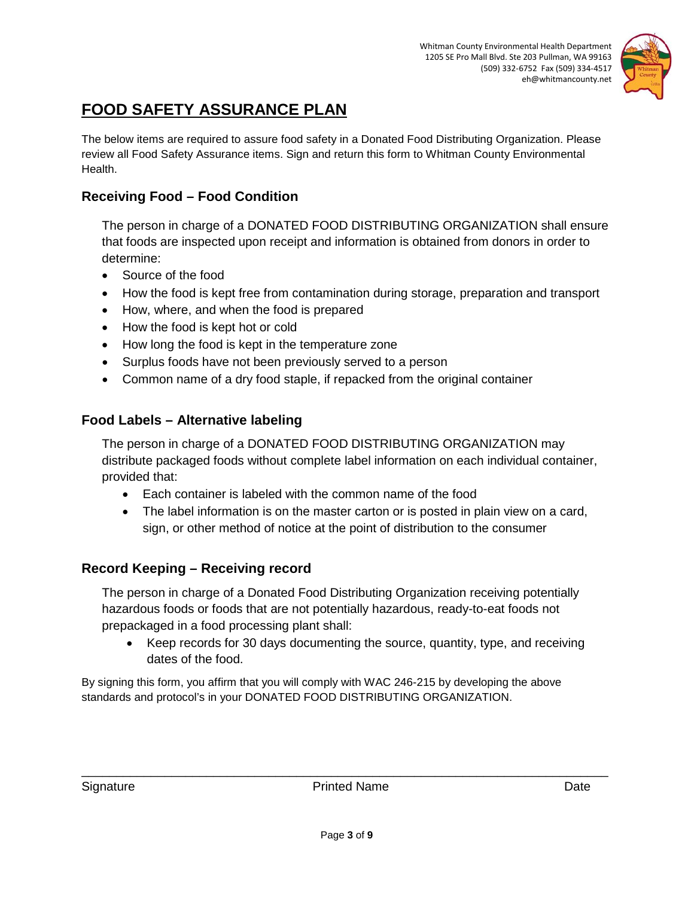Whitman County Environmental Health Department
1205 SE Pro Mall Blvd. Ste 203 Pullman, WA 99163
(509) 332-6752 Fax (509) 334-4517
eh@whitmancounty.net

# FOOD SAFETY ASSURANCE PLAN

The below items are required to assure food safety in a Donated Food Distributing Organization. Please review all Food Safety Assurance items. Sign and return this form to Whitman County Environmental Health.

## Receiving Food – Food Condition

The person in charge of a DONATED FOOD DISTRIBUTING ORGANIZATION shall ensure that foods are inspected upon receipt and information is obtained from donors in order to determine:

- Source of the food
- How the food is kept free from contamination during storage, preparation and transport
- How, where, and when the food is prepared
- How the food is kept hot or cold
- How long the food is kept in the temperature zone
- Surplus foods have not been previously served to a person
- Common name of a dry food staple, if repacked from the original container

## Food Labels – Alternative labeling

The person in charge of a DONATED FOOD DISTRIBUTING ORGANIZATION may distribute packaged foods without complete label information on each individual container, provided that:

- Each container is labeled with the common name of the food
- The label information is on the master carton or is posted in plain view on a card, sign, or other method of notice at the point of distribution to the consumer

## Record Keeping – Receiving record

The person in charge of a Donated Food Distributing Organization receiving potentially hazardous foods or foods that are not potentially hazardous, ready-to-eat foods not prepackaged in a food processing plant shall:

- Keep records for 30 days documenting the source, quantity, type, and receiving dates of the food.

By signing this form, you affirm that you will comply with WAC 246-215 by developing the above standards and protocol's in your DONATED FOOD DISTRIBUTING ORGANIZATION.

\_\_\_\_\_\_\_\_\_\_\_\_\_\_\_\_\_\_\_\_\_\_\_\_\_\_\_\_\_\_\_\_\_\_\_\_\_\_\_\_\_\_\_\_\_\_\_\_\_\_\_\_\_\_\_\_\_\_\_\_\_\_\_\_\_\_\_\_

Signature Printed Name Date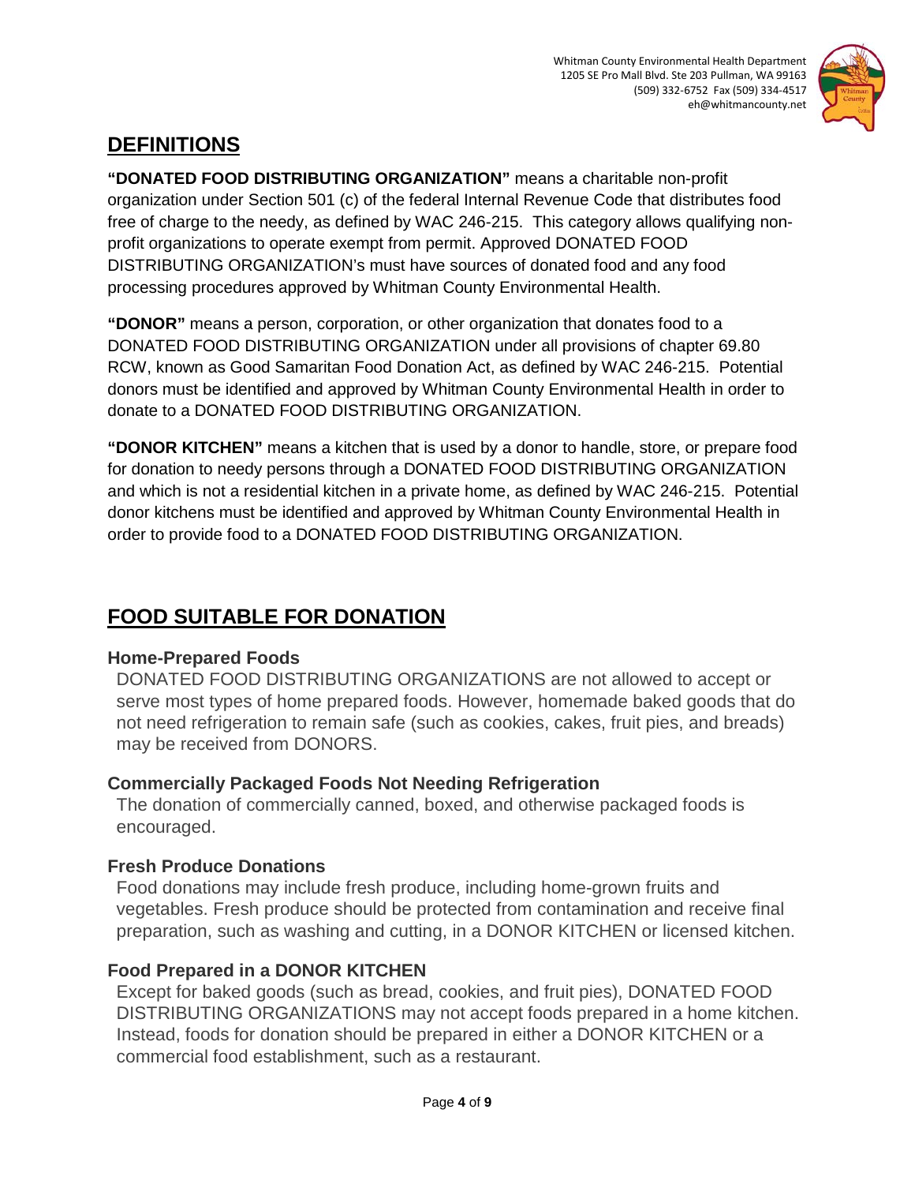## DEFINITIONS

**"DONATED FOOD DISTRIBUTING ORGANIZATION"** means a charitable non-profit organization under Section 501 (c) of the federal Internal Revenue Code that distributes food free of charge to the needy, as defined by WAC 246-215. This category allows qualifying non-profit organizations to operate exempt from permit. Approved DONATED FOOD DISTRIBUTING ORGANIZATION's must have sources of donated food and any food processing procedures approved by Whitman County Environmental Health.

**"DONOR"** means a person, corporation, or other organization that donates food to a DONATED FOOD DISTRIBUTING ORGANIZATION under all provisions of chapter 69.80 RCW, known as Good Samaritan Food Donation Act, as defined by WAC 246-215. Potential donors must be identified and approved by Whitman County Environmental Health in order to donate to a DONATED FOOD DISTRIBUTING ORGANIZATION.

**"DONOR KITCHEN"** means a kitchen that is used by a donor to handle, store, or prepare food for donation to needy persons through a DONATED FOOD DISTRIBUTING ORGANIZATION and which is not a residential kitchen in a private home, as defined by WAC 246-215. Potential donor kitchens must be identified and approved by Whitman County Environmental Health in order to provide food to a DONATED FOOD DISTRIBUTING ORGANIZATION.

## FOOD SUITABLE FOR DONATION

### Home-Prepared Foods

DONATED FOOD DISTRIBUTING ORGANIZATIONS are not allowed to accept or serve most types of home prepared foods. However, homemade baked goods that do not need refrigeration to remain safe (such as cookies, cakes, fruit pies, and breads) may be received from DONORS.

### Commercially Packaged Foods Not Needing Refrigeration

The donation of commercially canned, boxed, and otherwise packaged foods is encouraged.

### Fresh Produce Donations

Food donations may include fresh produce, including home-grown fruits and vegetables. Fresh produce should be protected from contamination and receive final preparation, such as washing and cutting, in a DONOR KITCHEN or licensed kitchen.

### Food Prepared in a DONOR KITCHEN

Except for baked goods (such as bread, cookies, and fruit pies), DONATED FOOD DISTRIBUTING ORGANIZATIONS may not accept foods prepared in a home kitchen. Instead, foods for donation should be prepared in either a DONOR KITCHEN or a commercial food establishment, such as a restaurant.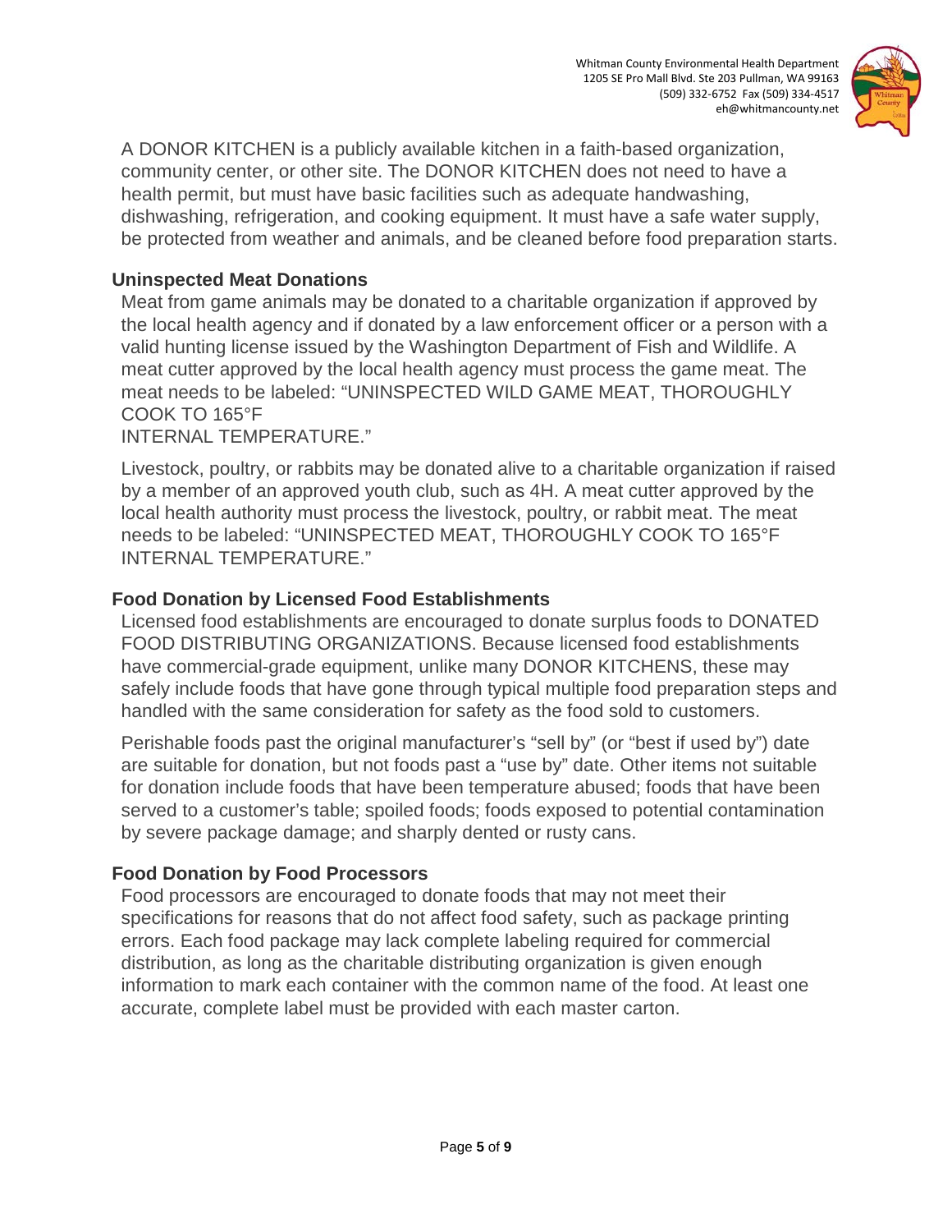A DONOR KITCHEN is a publicly available kitchen in a faith-based organization, community center, or other site. The DONOR KITCHEN does not need to have a health permit, but must have basic facilities such as adequate handwashing, dishwashing, refrigeration, and cooking equipment. It must have a safe water supply, be protected from weather and animals, and be cleaned before food preparation starts.

### Uninspected Meat Donations

Meat from game animals may be donated to a charitable organization if approved by the local health agency and if donated by a law enforcement officer or a person with a valid hunting license issued by the Washington Department of Fish and Wildlife. A meat cutter approved by the local health agency must process the game meat. The meat needs to be labeled: "UNINSPECTED WILD GAME MEAT, THOROUGHLY COOK TO 165°F INTERNAL TEMPERATURE."

Livestock, poultry, or rabbits may be donated alive to a charitable organization if raised by a member of an approved youth club, such as 4H. A meat cutter approved by the local health authority must process the livestock, poultry, or rabbit meat. The meat needs to be labeled: "UNINSPECTED MEAT, THOROUGHLY COOK TO 165°F INTERNAL TEMPERATURE."

### Food Donation by Licensed Food Establishments

Licensed food establishments are encouraged to donate surplus foods to DONATED FOOD DISTRIBUTING ORGANIZATIONS. Because licensed food establishments have commercial-grade equipment, unlike many DONOR KITCHENS, these may safely include foods that have gone through typical multiple food preparation steps and handled with the same consideration for safety as the food sold to customers.

Perishable foods past the original manufacturer's "sell by" (or "best if used by") date are suitable for donation, but not foods past a "use by" date. Other items not suitable for donation include foods that have been temperature abused; foods that have been served to a customer's table; spoiled foods; foods exposed to potential contamination by severe package damage; and sharply dented or rusty cans.

### Food Donation by Food Processors

Food processors are encouraged to donate foods that may not meet their specifications for reasons that do not affect food safety, such as package printing errors. Each food package may lack complete labeling required for commercial distribution, as long as the charitable distributing organization is given enough information to mark each container with the common name of the food. At least one accurate, complete label must be provided with each master carton.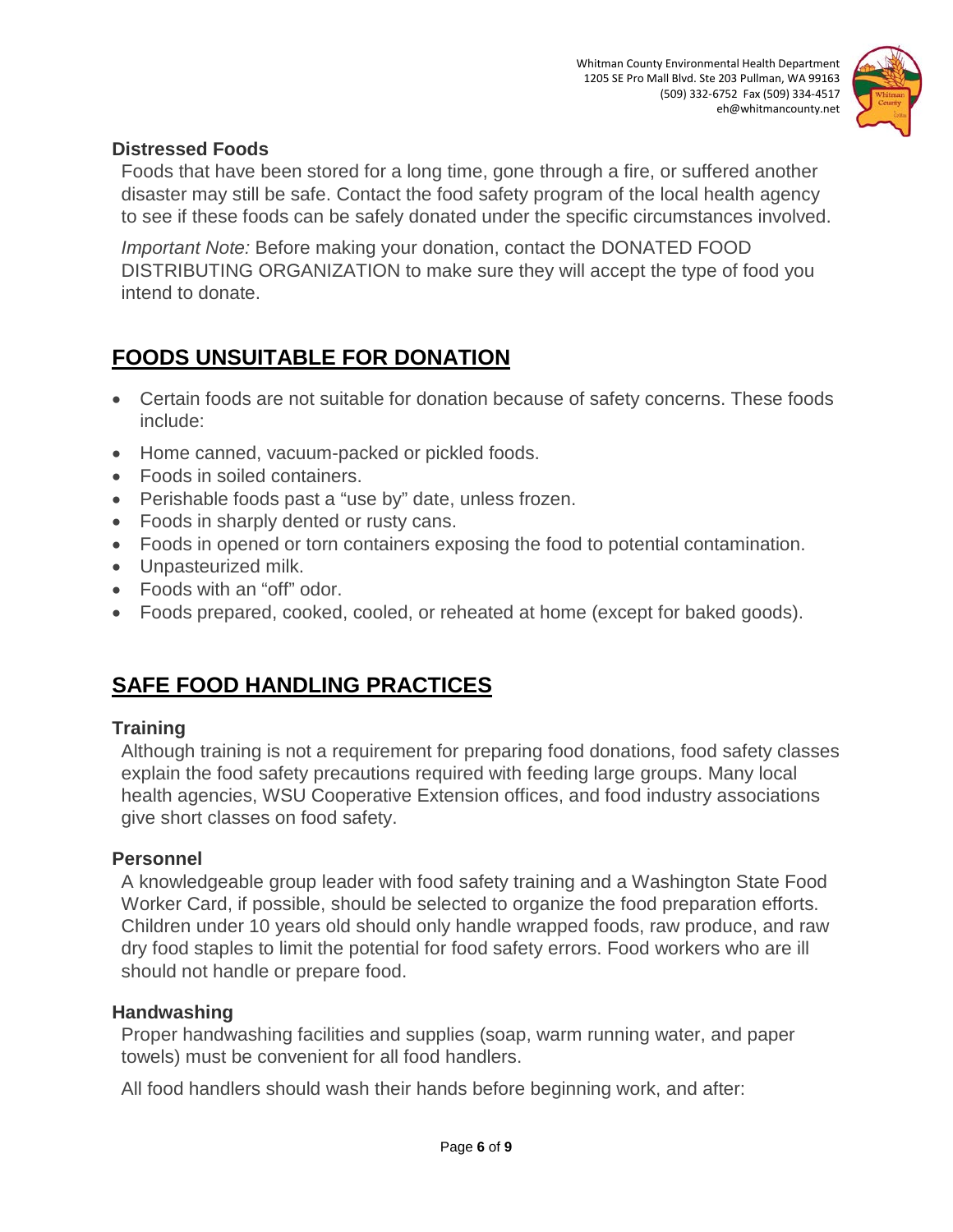### Distressed Foods

Foods that have been stored for a long time, gone through a fire, or suffered another disaster may still be safe. Contact the food safety program of the local health agency to see if these foods can be safely donated under the specific circumstances involved.

*Important Note:* Before making your donation, contact the DONATED FOOD DISTRIBUTING ORGANIZATION to make sure they will accept the type of food you intend to donate.

## FOODS UNSUITABLE FOR DONATION

- Certain foods are not suitable for donation because of safety concerns. These foods include:
- Home canned, vacuum-packed or pickled foods.
- Foods in soiled containers.
- Perishable foods past a "use by" date, unless frozen.
- Foods in sharply dented or rusty cans.
- Foods in opened or torn containers exposing the food to potential contamination.
- Unpasteurized milk.
- Foods with an "off" odor.
- Foods prepared, cooked, cooled, or reheated at home (except for baked goods).

## SAFE FOOD HANDLING PRACTICES

### Training

Although training is not a requirement for preparing food donations, food safety classes explain the food safety precautions required with feeding large groups. Many local health agencies, WSU Cooperative Extension offices, and food industry associations give short classes on food safety.

### Personnel

A knowledgeable group leader with food safety training and a Washington State Food Worker Card, if possible, should be selected to organize the food preparation efforts. Children under 10 years old should only handle wrapped foods, raw produce, and raw dry food staples to limit the potential for food safety errors. Food workers who are ill should not handle or prepare food.

### Handwashing

Proper handwashing facilities and supplies (soap, warm running water, and paper towels) must be convenient for all food handlers.

All food handlers should wash their hands before beginning work, and after: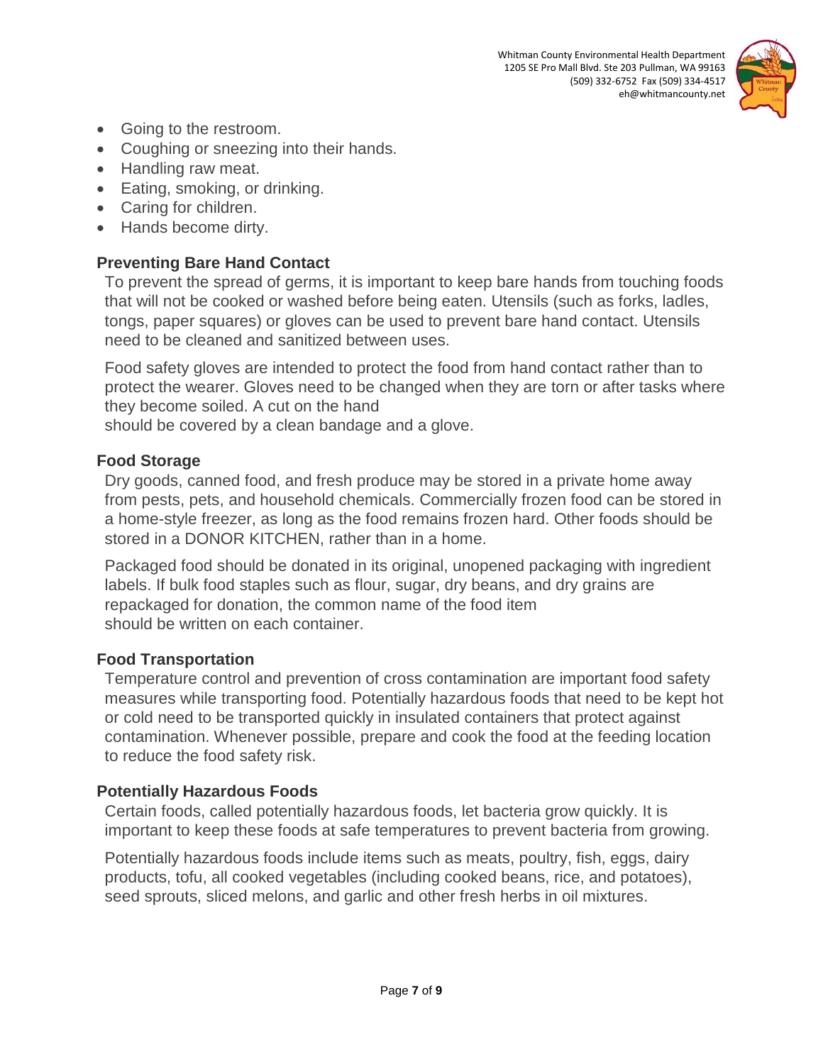- Going to the restroom.
- Coughing or sneezing into their hands.
- Handling raw meat.
- Eating, smoking, or drinking.
- Caring for children.
- Hands become dirty.

### Preventing Bare Hand Contact

To prevent the spread of germs, it is important to keep bare hands from touching foods that will not be cooked or washed before being eaten. Utensils (such as forks, ladles, tongs, paper squares) or gloves can be used to prevent bare hand contact. Utensils need to be cleaned and sanitized between uses.

Food safety gloves are intended to protect the food from hand contact rather than to protect the wearer. Gloves need to be changed when they are torn or after tasks where they become soiled. A cut on the hand should be covered by a clean bandage and a glove.

### Food Storage

Dry goods, canned food, and fresh produce may be stored in a private home away from pests, pets, and household chemicals. Commercially frozen food can be stored in a home-style freezer, as long as the food remains frozen hard. Other foods should be stored in a DONOR KITCHEN, rather than in a home.

Packaged food should be donated in its original, unopened packaging with ingredient labels. If bulk food staples such as flour, sugar, dry beans, and dry grains are repackaged for donation, the common name of the food item should be written on each container.

### Food Transportation

Temperature control and prevention of cross contamination are important food safety measures while transporting food. Potentially hazardous foods that need to be kept hot or cold need to be transported quickly in insulated containers that protect against contamination. Whenever possible, prepare and cook the food at the feeding location to reduce the food safety risk.

### Potentially Hazardous Foods

Certain foods, called potentially hazardous foods, let bacteria grow quickly. It is important to keep these foods at safe temperatures to prevent bacteria from growing.

Potentially hazardous foods include items such as meats, poultry, fish, eggs, dairy products, tofu, all cooked vegetables (including cooked beans, rice, and potatoes), seed sprouts, sliced melons, and garlic and other fresh herbs in oil mixtures.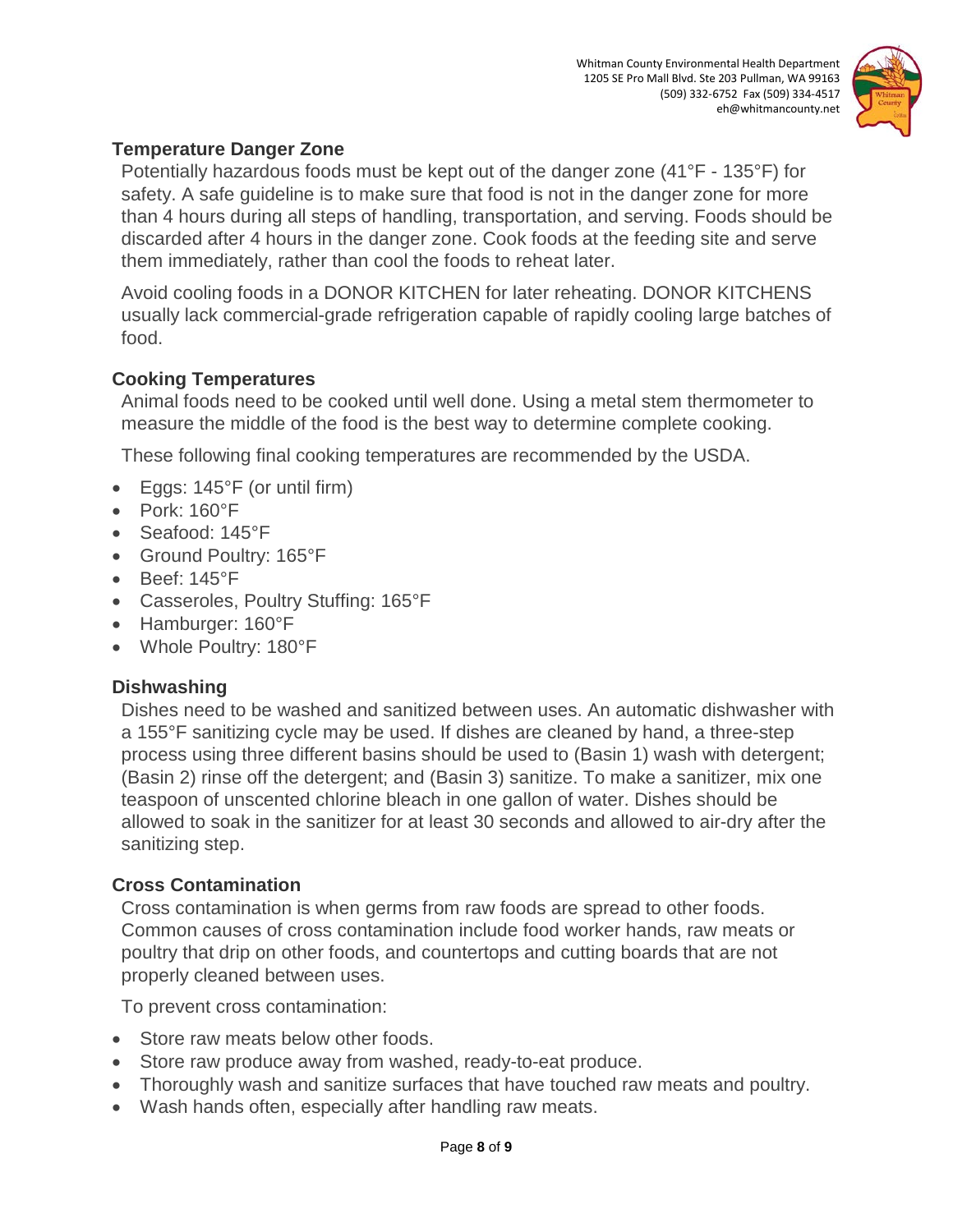## Temperature Danger Zone

Potentially hazardous foods must be kept out of the danger zone (41°F - 135°F) for safety. A safe guideline is to make sure that food is not in the danger zone for more than 4 hours during all steps of handling, transportation, and serving. Foods should be discarded after 4 hours in the danger zone. Cook foods at the feeding site and serve them immediately, rather than cool the foods to reheat later.

Avoid cooling foods in a DONOR KITCHEN for later reheating. DONOR KITCHENS usually lack commercial-grade refrigeration capable of rapidly cooling large batches of food.

## Cooking Temperatures

Animal foods need to be cooked until well done. Using a metal stem thermometer to measure the middle of the food is the best way to determine complete cooking.

These following final cooking temperatures are recommended by the USDA.

- Eggs: 145°F (or until firm)
- Pork: 160°F
- Seafood: 145°F
- Ground Poultry: 165°F
- Beef: 145°F
- Casseroles, Poultry Stuffing: 165°F
- Hamburger: 160°F
- Whole Poultry: 180°F

## Dishwashing

Dishes need to be washed and sanitized between uses. An automatic dishwasher with a 155°F sanitizing cycle may be used. If dishes are cleaned by hand, a three-step process using three different basins should be used to (Basin 1) wash with detergent; (Basin 2) rinse off the detergent; and (Basin 3) sanitize. To make a sanitizer, mix one teaspoon of unscented chlorine bleach in one gallon of water. Dishes should be allowed to soak in the sanitizer for at least 30 seconds and allowed to air-dry after the sanitizing step.

## Cross Contamination

Cross contamination is when germs from raw foods are spread to other foods. Common causes of cross contamination include food worker hands, raw meats or poultry that drip on other foods, and countertops and cutting boards that are not properly cleaned between uses.

To prevent cross contamination:

- Store raw meats below other foods.
- Store raw produce away from washed, ready-to-eat produce.
- Thoroughly wash and sanitize surfaces that have touched raw meats and poultry.
- Wash hands often, especially after handling raw meats.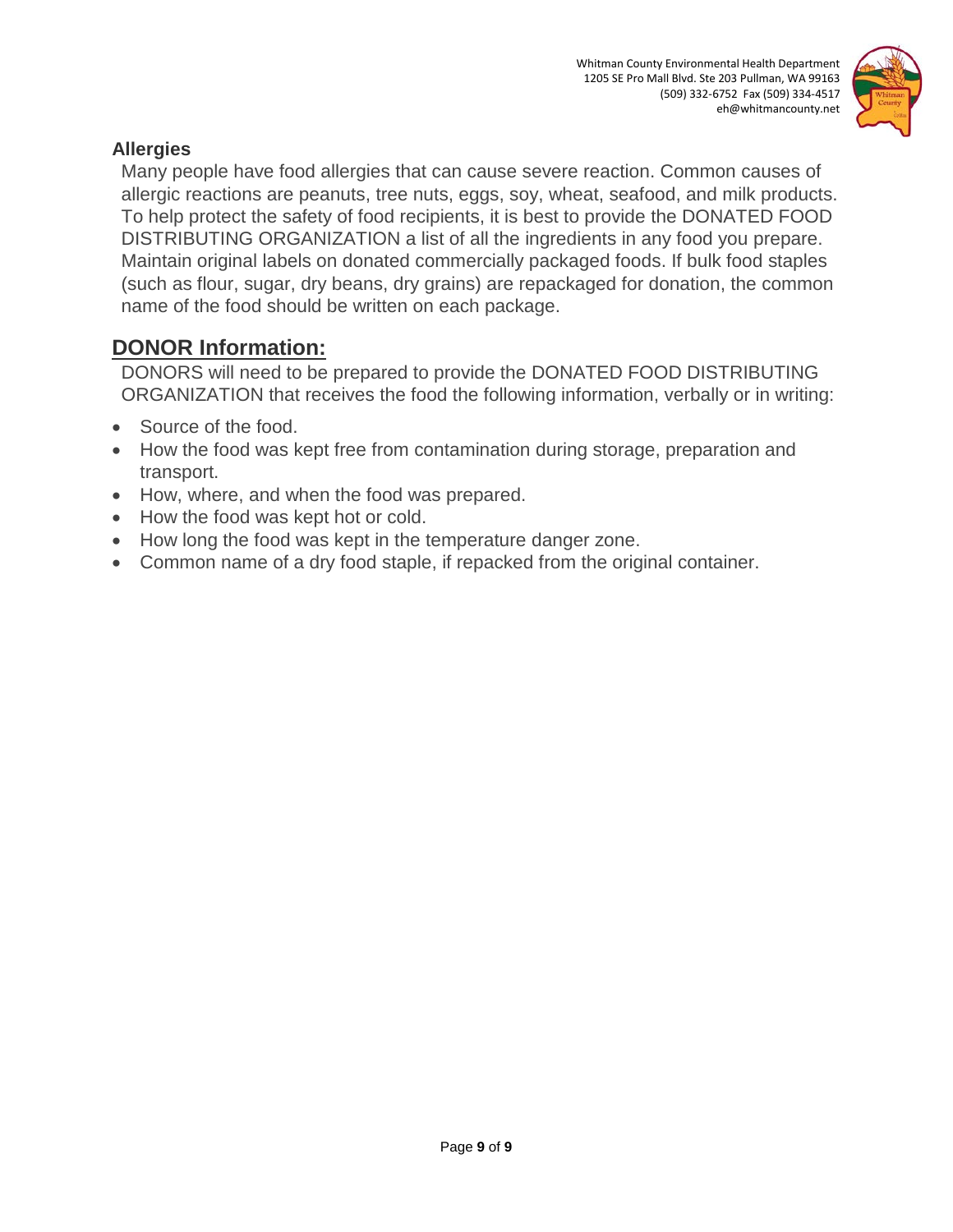### Allergies

Many people have food allergies that can cause severe reaction. Common causes of allergic reactions are peanuts, tree nuts, eggs, soy, wheat, seafood, and milk products. To help protect the safety of food recipients, it is best to provide the DONATED FOOD DISTRIBUTING ORGANIZATION a list of all the ingredients in any food you prepare. Maintain original labels on donated commercially packaged foods. If bulk food staples (such as flour, sugar, dry beans, dry grains) are repackaged for donation, the common name of the food should be written on each package.

## DONOR Information:

DONORS will need to be prepared to provide the DONATED FOOD DISTRIBUTING ORGANIZATION that receives the food the following information, verbally or in writing:

- Source of the food.
- How the food was kept free from contamination during storage, preparation and transport.
- How, where, and when the food was prepared.
- How the food was kept hot or cold.
- How long the food was kept in the temperature danger zone.
- Common name of a dry food staple, if repacked from the original container.